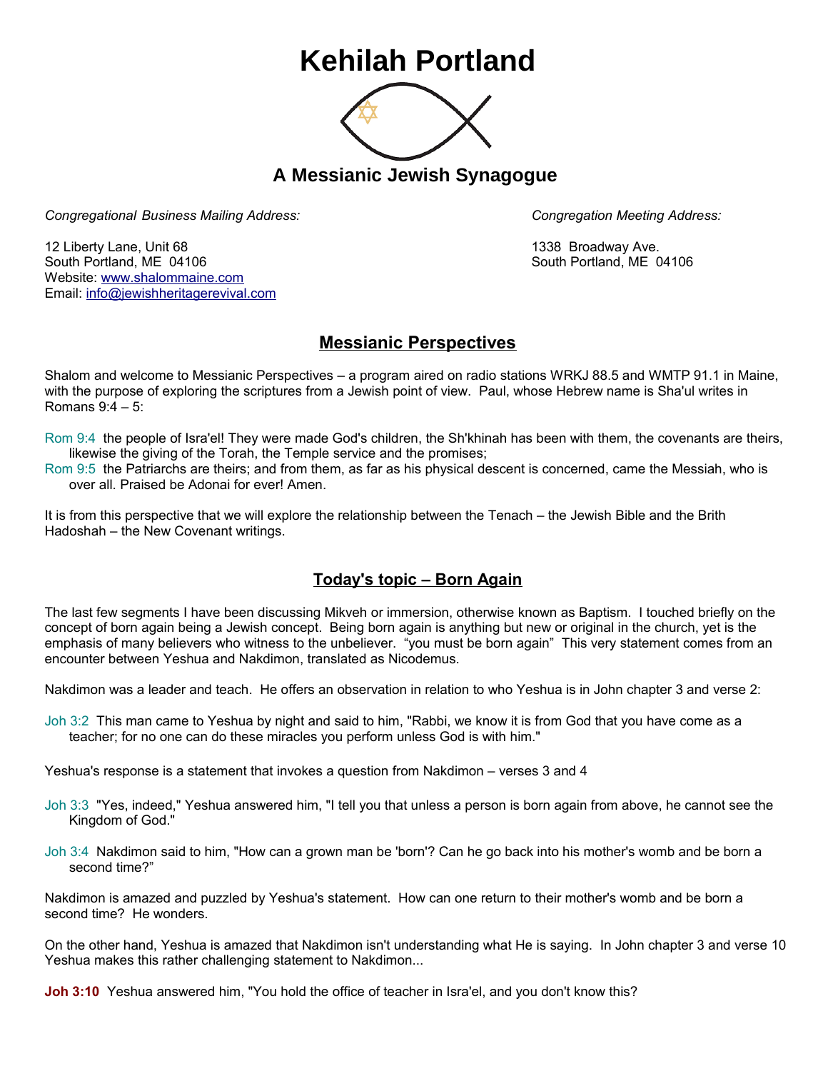# Kehilah Portland

## A Messianic Jewish Synagogue

*Congregational Business Mailing Address:*

12 Liberty Lane, Unit 68
South Portland, ME 04106
Website: www.shalommaine.com
Email: info@jewishheritagerevival.com

*Congregation Meeting Address:*

1338 Broadway Ave.
South Portland, ME 04106

## Messianic Perspectives

Shalom and welcome to Messianic Perspectives – a program aired on radio stations WRKJ 88.5 and WMTP 91.1 in Maine, with the purpose of exploring the scriptures from a Jewish point of view. Paul, whose Hebrew name is Sha'ul writes in Romans 9:4 – 5:

Rom 9:4 the people of Isra'el! They were made God's children, the Sh'khinah has been with them, the covenants are theirs, likewise the giving of the Torah, the Temple service and the promises;
Rom 9:5 the Patriarchs are theirs; and from them, as far as his physical descent is concerned, came the Messiah, who is over all. Praised be Adonai for ever! Amen.

It is from this perspective that we will explore the relationship between the Tenach – the Jewish Bible and the Brith Hadoshah – the New Covenant writings.

## Today's topic – Born Again

The last few segments I have been discussing Mikveh or immersion, otherwise known as Baptism. I touched briefly on the concept of born again being a Jewish concept. Being born again is anything but new or original in the church, yet is the emphasis of many believers who witness to the unbeliever. "you must be born again" This very statement comes from an encounter between Yeshua and Nakdimon, translated as Nicodemus.

Nakdimon was a leader and teach. He offers an observation in relation to who Yeshua is in John chapter 3 and verse 2:

Joh 3:2 This man came to Yeshua by night and said to him, "Rabbi, we know it is from God that you have come as a teacher; for no one can do these miracles you perform unless God is with him."

Yeshua's response is a statement that invokes a question from Nakdimon – verses 3 and 4

Joh 3:3 "Yes, indeed," Yeshua answered him, "I tell you that unless a person is born again from above, he cannot see the Kingdom of God."

Joh 3:4 Nakdimon said to him, "How can a grown man be 'born'? Can he go back into his mother's womb and be born a second time?"

Nakdimon is amazed and puzzled by Yeshua's statement. How can one return to their mother's womb and be born a second time? He wonders.

On the other hand, Yeshua is amazed that Nakdimon isn't understanding what He is saying. In John chapter 3 and verse 10 Yeshua makes this rather challenging statement to Nakdimon...

**Joh 3:10** Yeshua answered him, "You hold the office of teacher in Isra'el, and you don't know this?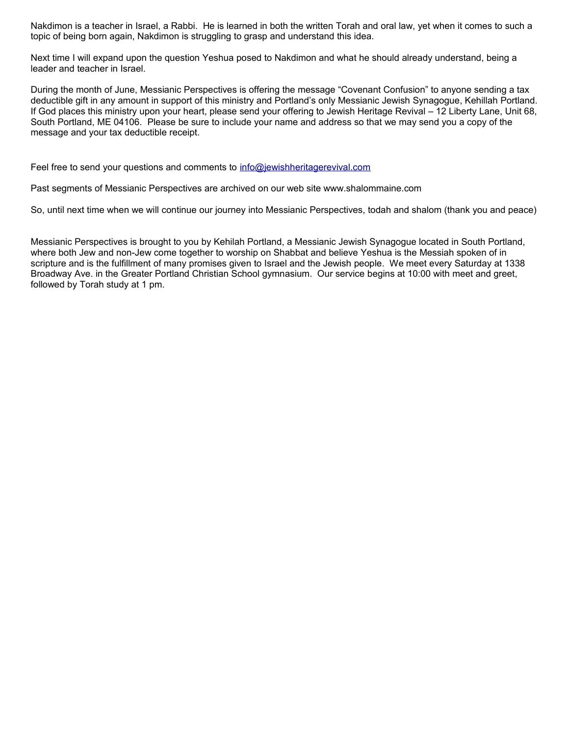Nakdimon is a teacher in Israel, a Rabbi. He is learned in both the written Torah and oral law, yet when it comes to such a topic of being born again, Nakdimon is struggling to grasp and understand this idea.

Next time I will expand upon the question Yeshua posed to Nakdimon and what he should already understand, being a leader and teacher in Israel.

During the month of June, Messianic Perspectives is offering the message "Covenant Confusion" to anyone sending a tax deductible gift in any amount in support of this ministry and Portland's only Messianic Jewish Synagogue, Kehillah Portland. If God places this ministry upon your heart, please send your offering to Jewish Heritage Revival – 12 Liberty Lane, Unit 68, South Portland, ME 04106. Please be sure to include your name and address so that we may send you a copy of the message and your tax deductible receipt.

Feel free to send your questions and comments to info@jewishheritagerevival.com

Past segments of Messianic Perspectives are archived on our web site www.shalommaine.com

So, until next time when we will continue our journey into Messianic Perspectives, todah and shalom (thank you and peace)

Messianic Perspectives is brought to you by Kehilah Portland, a Messianic Jewish Synagogue located in South Portland, where both Jew and non-Jew come together to worship on Shabbat and believe Yeshua is the Messiah spoken of in scripture and is the fulfillment of many promises given to Israel and the Jewish people. We meet every Saturday at 1338 Broadway Ave. in the Greater Portland Christian School gymnasium. Our service begins at 10:00 with meet and greet, followed by Torah study at 1 pm.